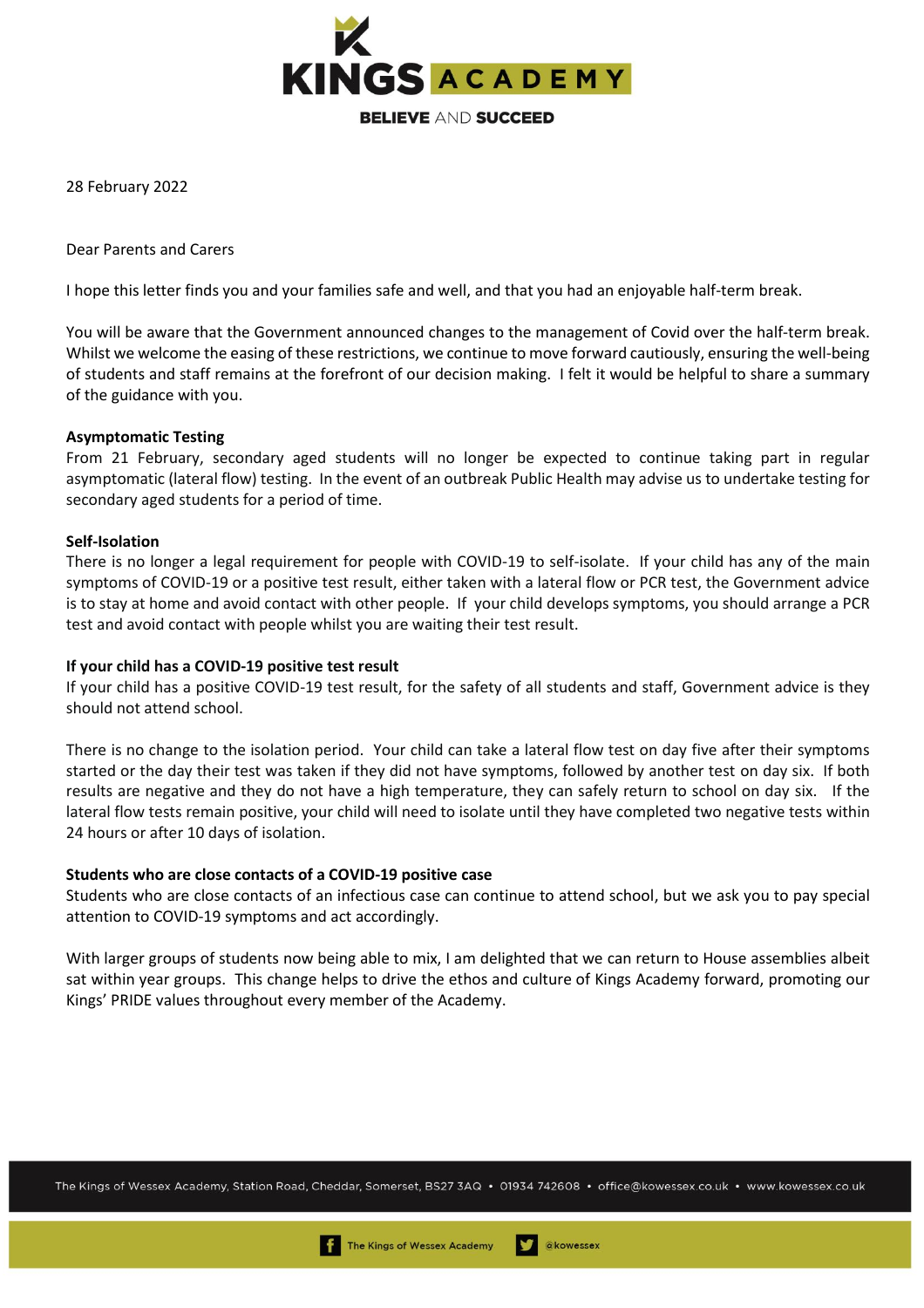KINGS ACADEMY

BELIEVE AND SUCCEED

28 February 2022

Dear Parents and Carers

I hope this letter finds you and your families safe and well, and that you had an enjoyable half-term break.

You will be aware that the Government announced changes to the management of Covid over the half-term break. Whilst we welcome the easing of these restrictions, we continue to move forward cautiously, ensuring the well-being of students and staff remains at the forefront of our decision making. I felt it would be helpful to share a summary of the guidance with you.

**Asymptomatic Testing**
From 21 February, secondary aged students will no longer be expected to continue taking part in regular asymptomatic (lateral flow) testing. In the event of an outbreak Public Health may advise us to undertake testing for secondary aged students for a period of time.

**Self-Isolation**
There is no longer a legal requirement for people with COVID-19 to self-isolate. If your child has any of the main symptoms of COVID-19 or a positive test result, either taken with a lateral flow or PCR test, the Government advice is to stay at home and avoid contact with other people. If your child develops symptoms, you should arrange a PCR test and avoid contact with people whilst you are waiting their test result.

**If your child has a COVID-19 positive test result**
If your child has a positive COVID-19 test result, for the safety of all students and staff, Government advice is they should not attend school.

There is no change to the isolation period. Your child can take a lateral flow test on day five after their symptoms started or the day their test was taken if they did not have symptoms, followed by another test on day six. If both results are negative and they do not have a high temperature, they can safely return to school on day six. If the lateral flow tests remain positive, your child will need to isolate until they have completed two negative tests within 24 hours or after 10 days of isolation.

**Students who are close contacts of a COVID-19 positive case**
Students who are close contacts of an infectious case can continue to attend school, but we ask you to pay special attention to COVID-19 symptoms and act accordingly.

With larger groups of students now being able to mix, I am delighted that we can return to House assemblies albeit sat within year groups. This change helps to drive the ethos and culture of Kings Academy forward, promoting our Kings' PRIDE values throughout every member of the Academy.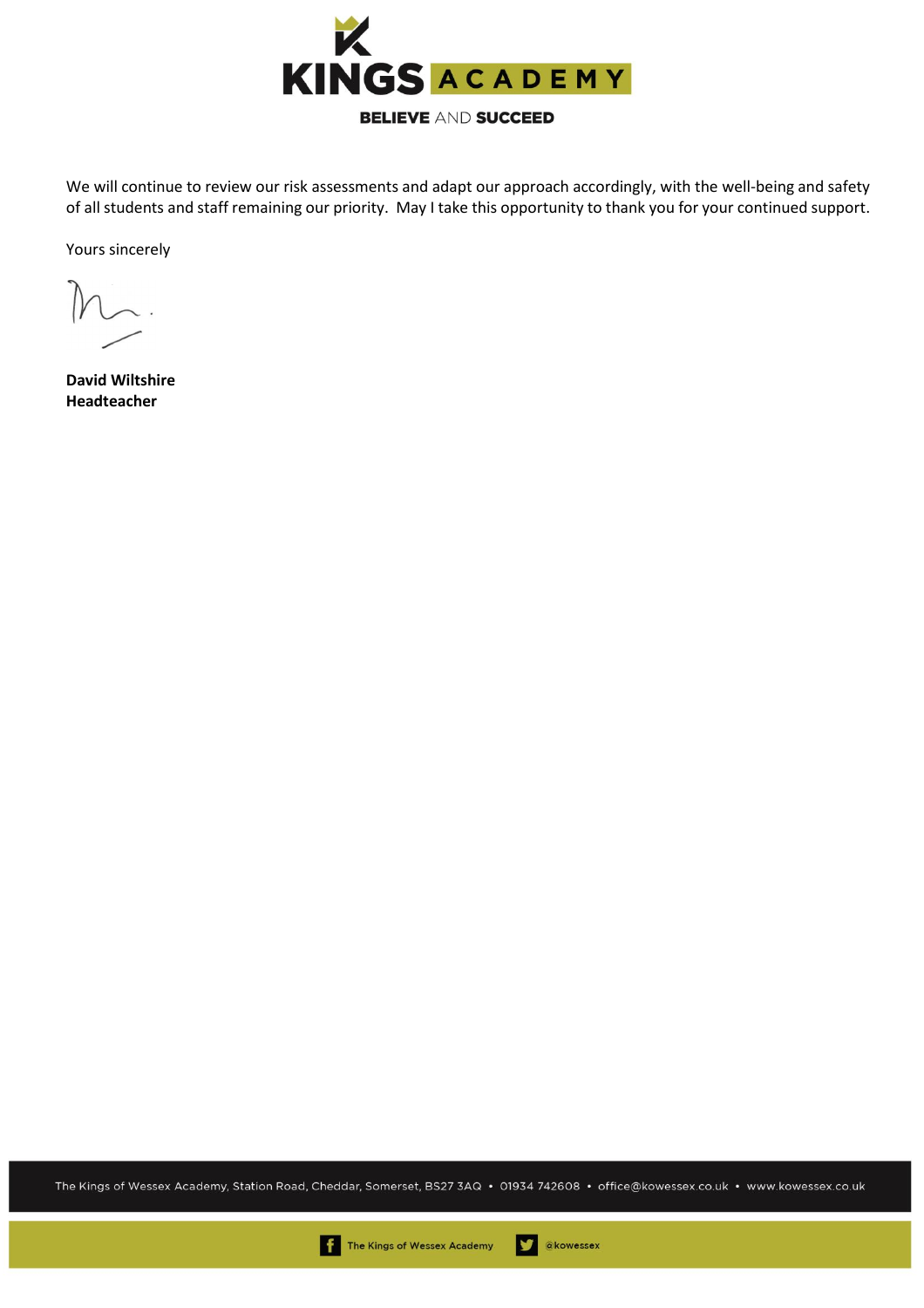We will continue to review our risk assessments and adapt our approach accordingly, with the well-being and safety of all students and staff remaining our priority. May I take this opportunity to thank you for your continued support.

Yours sincerely

**David Wiltshire**
**Headteacher**